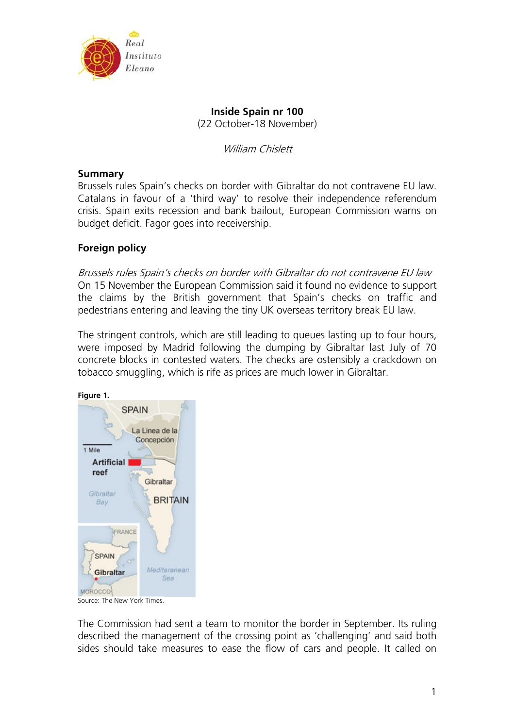**Inside Spain nr 100**
(22 October-18 November)

*William Chislett*

## Summary

Brussels rules Spain's checks on border with Gibraltar do not contravene EU law. Catalans in favour of a 'third way' to resolve their independence referendum crisis. Spain exits recession and bank bailout, European Commission warns on budget deficit. Fagor goes into receivership.

## Foreign policy

*Brussels rules Spain's checks on border with Gibraltar do not contravene EU law*

On 15 November the European Commission said it found no evidence to support the claims by the British government that Spain's checks on traffic and pedestrians entering and leaving the tiny UK overseas territory break EU law.

The stringent controls, which are still leading to queues lasting up to four hours, were imposed by Madrid following the dumping by Gibraltar last July of 70 concrete blocks in contested waters. The checks are ostensibly a crackdown on tobacco smuggling, which is rife as prices are much lower in Gibraltar.

**Figure 1.**

Source: The New York Times.

The Commission had sent a team to monitor the border in September. Its ruling described the management of the crossing point as 'challenging' and said both sides should take measures to ease the flow of cars and people. It called on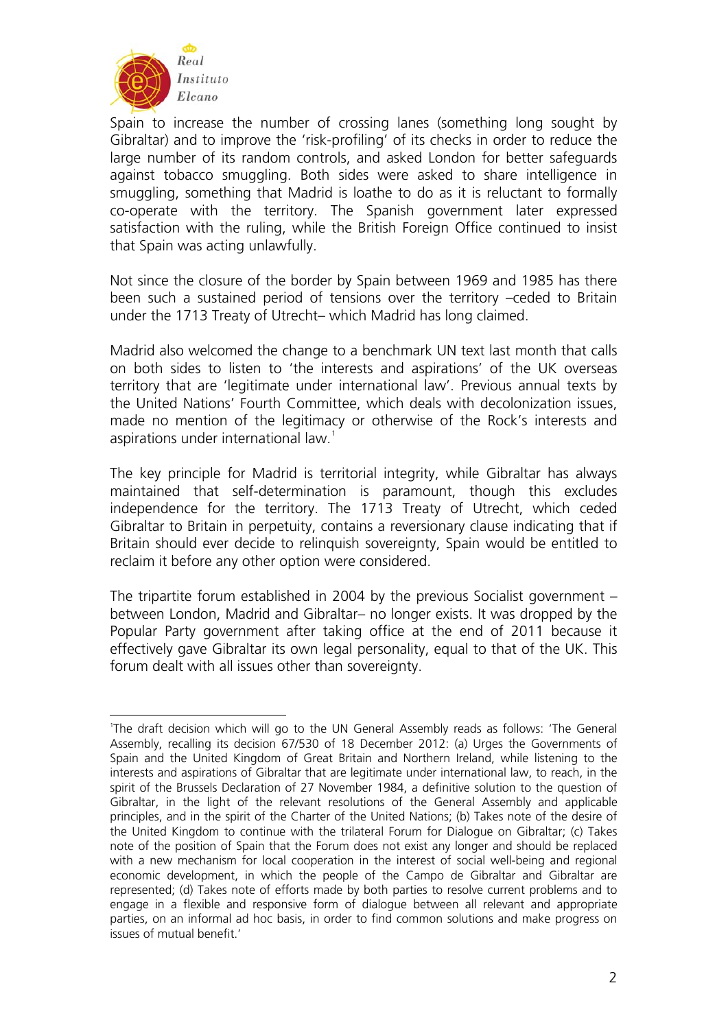Spain to increase the number of crossing lanes (something long sought by Gibraltar) and to improve the 'risk-profiling' of its checks in order to reduce the large number of its random controls, and asked London for better safeguards against tobacco smuggling. Both sides were asked to share intelligence in smuggling, something that Madrid is loathe to do as it is reluctant to formally co-operate with the territory. The Spanish government later expressed satisfaction with the ruling, while the British Foreign Office continued to insist that Spain was acting unlawfully.

Not since the closure of the border by Spain between 1969 and 1985 has there been such a sustained period of tensions over the territory –ceded to Britain under the 1713 Treaty of Utrecht– which Madrid has long claimed.

Madrid also welcomed the change to a benchmark UN text last month that calls on both sides to listen to 'the interests and aspirations' of the UK overseas territory that are 'legitimate under international law'. Previous annual texts by the United Nations' Fourth Committee, which deals with decolonization issues, made no mention of the legitimacy or otherwise of the Rock's interests and aspirations under international law.[1]

The key principle for Madrid is territorial integrity, while Gibraltar has always maintained that self-determination is paramount, though this excludes independence for the territory. The 1713 Treaty of Utrecht, which ceded Gibraltar to Britain in perpetuity, contains a reversionary clause indicating that if Britain should ever decide to relinquish sovereignty, Spain would be entitled to reclaim it before any other option were considered.

The tripartite forum established in 2004 by the previous Socialist government –between London, Madrid and Gibraltar– no longer exists. It was dropped by the Popular Party government after taking office at the end of 2011 because it effectively gave Gibraltar its own legal personality, equal to that of the UK. This forum dealt with all issues other than sovereignty.

---

[1] The draft decision which will go to the UN General Assembly reads as follows: 'The General Assembly, recalling its decision 67/530 of 18 December 2012: (a) Urges the Governments of Spain and the United Kingdom of Great Britain and Northern Ireland, while listening to the interests and aspirations of Gibraltar that are legitimate under international law, to reach, in the spirit of the Brussels Declaration of 27 November 1984, a definitive solution to the question of Gibraltar, in the light of the relevant resolutions of the General Assembly and applicable principles, and in the spirit of the Charter of the United Nations; (b) Takes note of the desire of the United Kingdom to continue with the trilateral Forum for Dialogue on Gibraltar; (c) Takes note of the position of Spain that the Forum does not exist any longer and should be replaced with a new mechanism for local cooperation in the interest of social well-being and regional economic development, in which the people of the Campo de Gibraltar and Gibraltar are represented; (d) Takes note of efforts made by both parties to resolve current problems and to engage in a flexible and responsive form of dialogue between all relevant and appropriate parties, on an informal ad hoc basis, in order to find common solutions and make progress on issues of mutual benefit.'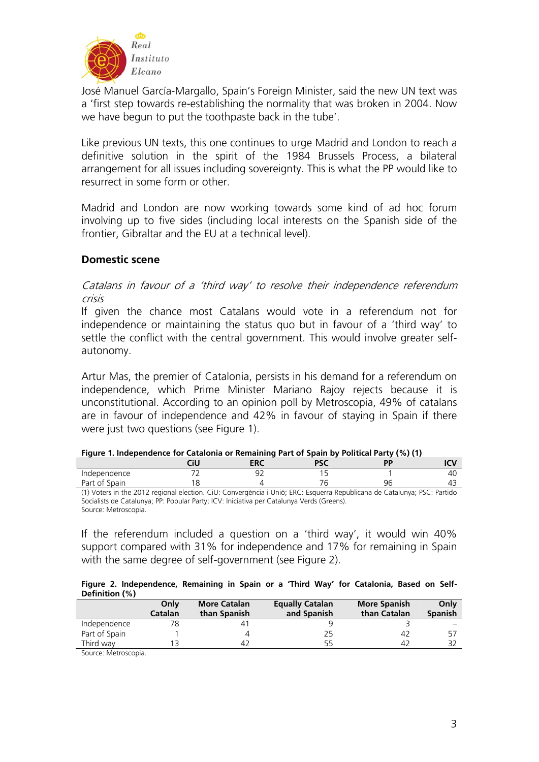José Manuel García-Margallo, Spain's Foreign Minister, said the new UN text was a 'first step towards re-establishing the normality that was broken in 2004. Now we have begun to put the toothpaste back in the tube'.

Like previous UN texts, this one continues to urge Madrid and London to reach a definitive solution in the spirit of the 1984 Brussels Process, a bilateral arrangement for all issues including sovereignty. This is what the PP would like to resurrect in some form or other.

Madrid and London are now working towards some kind of ad hoc forum involving up to five sides (including local interests on the Spanish side of the frontier, Gibraltar and the EU at a technical level).

## Domestic scene

*Catalans in favour of a 'third way' to resolve their independence referendum crisis*

If given the chance most Catalans would vote in a referendum not for independence or maintaining the status quo but in favour of a 'third way' to settle the conflict with the central government. This would involve greater self-autonomy.

Artur Mas, the premier of Catalonia, persists in his demand for a referendum on independence, which Prime Minister Mariano Rajoy rejects because it is unconstitutional. According to an opinion poll by Metroscopia, 49% of catalans are in favour of independence and 42% in favour of staying in Spain if there were just two questions (see Figure 1).

**Figure 1. Independence for Catalonia or Remaining Part of Spain by Political Party (%) (1)**

| | CiU | ERC | PSC | PP | ICV |
|---|---|---|---|---|---|
| Independence | 72 | 92 | 15 | 1 | 40 |
| Part of Spain | 18 | 4 | 76 | 96 | 43 |

(1) Voters in the 2012 regional election. CiU: Convergència i Unió; ERC: Esquerra Republicana de Catalunya; PSC: Partido Socialists de Catalunya; PP: Popular Party; ICV: Iniciativa per Catalunya Verds (Greens).
Source: Metroscopia.

If the referendum included a question on a 'third way', it would win 40% support compared with 31% for independence and 17% for remaining in Spain with the same degree of self-government (see Figure 2).

**Figure 2. Independence, Remaining in Spain or a 'Third Way' for Catalonia, Based on Self-Definition (%)**

| | Only Catalan | More Catalan than Spanish | Equally Catalan and Spanish | More Spanish than Catalan | Only Spanish |
|---|---|---|---|---|---|
| Independence | 78 | 41 | 9 | 3 | – |
| Part of Spain | 1 | 4 | 25 | 42 | 57 |
| Third way | 13 | 42 | 55 | 42 | 32 |

Source: Metroscopia.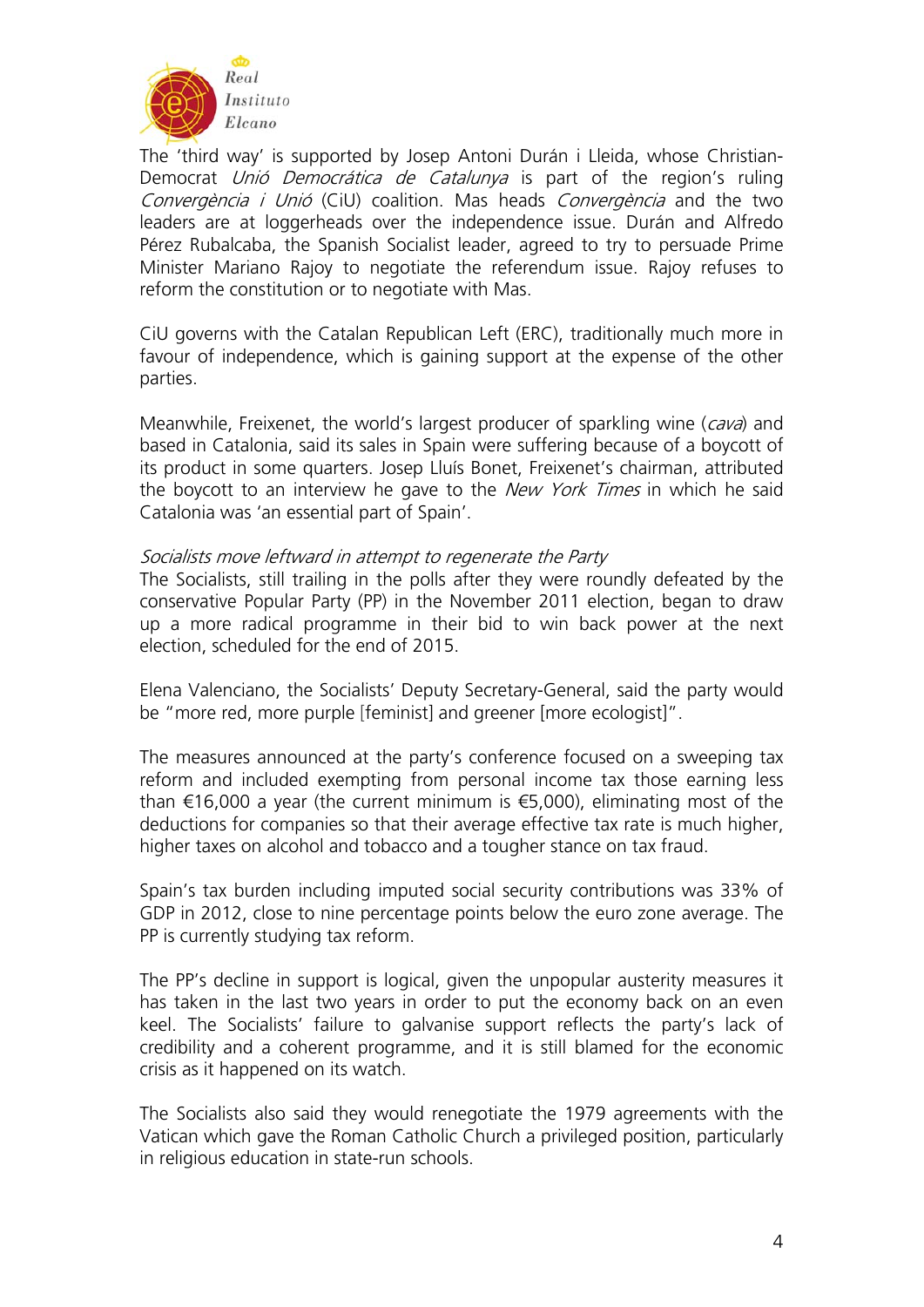The 'third way' is supported by Josep Antoni Durán i Lleida, whose Christian-Democrat *Unió Democrática de Catalunya* is part of the region's ruling *Convergència i Unió* (CiU) coalition. Mas heads *Convergència* and the two leaders are at loggerheads over the independence issue. Durán and Alfredo Pérez Rubalcaba, the Spanish Socialist leader, agreed to try to persuade Prime Minister Mariano Rajoy to negotiate the referendum issue. Rajoy refuses to reform the constitution or to negotiate with Mas.

CiU governs with the Catalan Republican Left (ERC), traditionally much more in favour of independence, which is gaining support at the expense of the other parties.

Meanwhile, Freixenet, the world's largest producer of sparkling wine (*cava*) and based in Catalonia, said its sales in Spain were suffering because of a boycott of its product in some quarters. Josep Lluís Bonet, Freixenet's chairman, attributed the boycott to an interview he gave to the *New York Times* in which he said Catalonia was 'an essential part of Spain'.

*Socialists move leftward in attempt to regenerate the Party*

The Socialists, still trailing in the polls after they were roundly defeated by the conservative Popular Party (PP) in the November 2011 election, began to draw up a more radical programme in their bid to win back power at the next election, scheduled for the end of 2015.

Elena Valenciano, the Socialists' Deputy Secretary-General, said the party would be "more red, more purple [feminist] and greener [more ecologist]".

The measures announced at the party's conference focused on a sweeping tax reform and included exempting from personal income tax those earning less than €16,000 a year (the current minimum is €5,000), eliminating most of the deductions for companies so that their average effective tax rate is much higher, higher taxes on alcohol and tobacco and a tougher stance on tax fraud.

Spain's tax burden including imputed social security contributions was 33% of GDP in 2012, close to nine percentage points below the euro zone average. The PP is currently studying tax reform.

The PP's decline in support is logical, given the unpopular austerity measures it has taken in the last two years in order to put the economy back on an even keel. The Socialists' failure to galvanise support reflects the party's lack of credibility and a coherent programme, and it is still blamed for the economic crisis as it happened on its watch.

The Socialists also said they would renegotiate the 1979 agreements with the Vatican which gave the Roman Catholic Church a privileged position, particularly in religious education in state-run schools.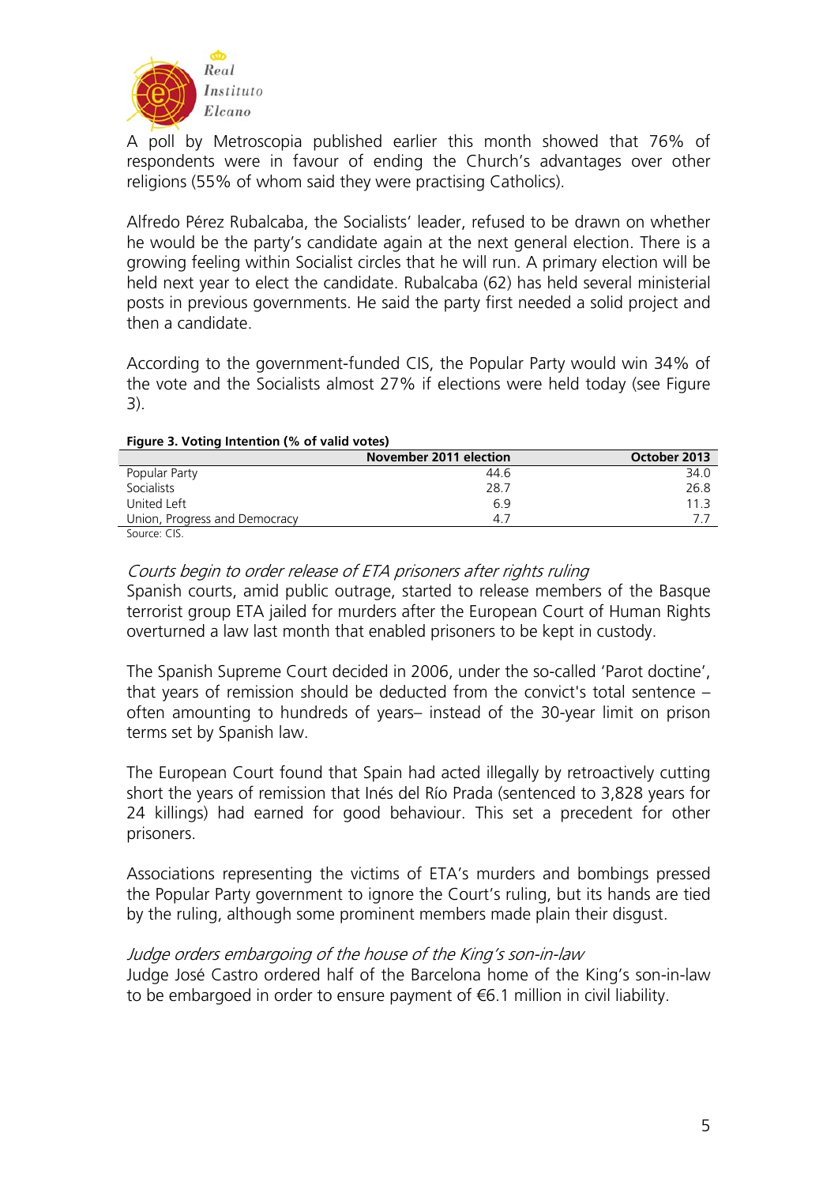A poll by Metroscopia published earlier this month showed that 76% of respondents were in favour of ending the Church's advantages over other religions (55% of whom said they were practising Catholics).

Alfredo Pérez Rubalcaba, the Socialists' leader, refused to be drawn on whether he would be the party's candidate again at the next general election. There is a growing feeling within Socialist circles that he will run. A primary election will be held next year to elect the candidate. Rubalcaba (62) has held several ministerial posts in previous governments. He said the party first needed a solid project and then a candidate.

According to the government-funded CIS, the Popular Party would win 34% of the vote and the Socialists almost 27% if elections were held today (see Figure 3).

**Figure 3. Voting Intention (% of valid votes)**

| | November 2011 election | October 2013 |
|---|---|---|
| Popular Party | 44.6 | 34.0 |
| Socialists | 28.7 | 26.8 |
| United Left | 6.9 | 11.3 |
| Union, Progress and Democracy | 4.7 | 7.7 |

Source: CIS.

*Courts begin to order release of ETA prisoners after rights ruling*

Spanish courts, amid public outrage, started to release members of the Basque terrorist group ETA jailed for murders after the European Court of Human Rights overturned a law last month that enabled prisoners to be kept in custody.

The Spanish Supreme Court decided in 2006, under the so-called 'Parot doctine', that years of remission should be deducted from the convict's total sentence – often amounting to hundreds of years– instead of the 30-year limit on prison terms set by Spanish law.

The European Court found that Spain had acted illegally by retroactively cutting short the years of remission that Inés del Río Prada (sentenced to 3,828 years for 24 killings) had earned for good behaviour. This set a precedent for other prisoners.

Associations representing the victims of ETA's murders and bombings pressed the Popular Party government to ignore the Court's ruling, but its hands are tied by the ruling, although some prominent members made plain their disgust.

*Judge orders embargoing of the house of the King's son-in-law*

Judge José Castro ordered half of the Barcelona home of the King's son-in-law to be embargoed in order to ensure payment of €6.1 million in civil liability.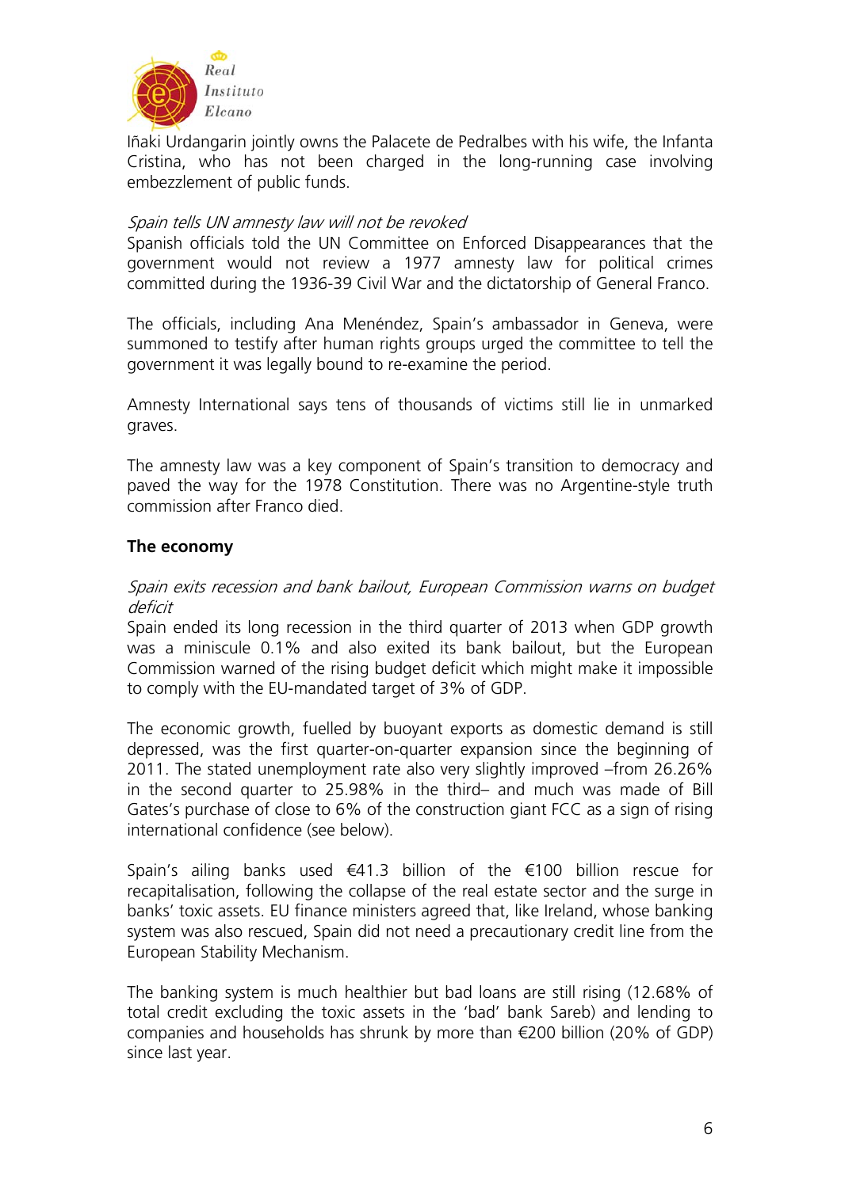Iñaki Urdangarin jointly owns the Palacete de Pedralbes with his wife, the Infanta Cristina, who has not been charged in the long-running case involving embezzlement of public funds.

*Spain tells UN amnesty law will not be revoked*
Spanish officials told the UN Committee on Enforced Disappearances that the government would not review a 1977 amnesty law for political crimes committed during the 1936-39 Civil War and the dictatorship of General Franco.

The officials, including Ana Menéndez, Spain's ambassador in Geneva, were summoned to testify after human rights groups urged the committee to tell the government it was legally bound to re-examine the period.

Amnesty International says tens of thousands of victims still lie in unmarked graves.

The amnesty law was a key component of Spain's transition to democracy and paved the way for the 1978 Constitution. There was no Argentine-style truth commission after Franco died.

**The economy**

*Spain exits recession and bank bailout, European Commission warns on budget deficit*
Spain ended its long recession in the third quarter of 2013 when GDP growth was a miniscule 0.1% and also exited its bank bailout, but the European Commission warned of the rising budget deficit which might make it impossible to comply with the EU-mandated target of 3% of GDP.

The economic growth, fuelled by buoyant exports as domestic demand is still depressed, was the first quarter-on-quarter expansion since the beginning of 2011. The stated unemployment rate also very slightly improved –from 26.26% in the second quarter to 25.98% in the third– and much was made of Bill Gates's purchase of close to 6% of the construction giant FCC as a sign of rising international confidence (see below).

Spain's ailing banks used €41.3 billion of the €100 billion rescue for recapitalisation, following the collapse of the real estate sector and the surge in banks' toxic assets. EU finance ministers agreed that, like Ireland, whose banking system was also rescued, Spain did not need a precautionary credit line from the European Stability Mechanism.

The banking system is much healthier but bad loans are still rising (12.68% of total credit excluding the toxic assets in the 'bad' bank Sareb) and lending to companies and households has shrunk by more than €200 billion (20% of GDP) since last year.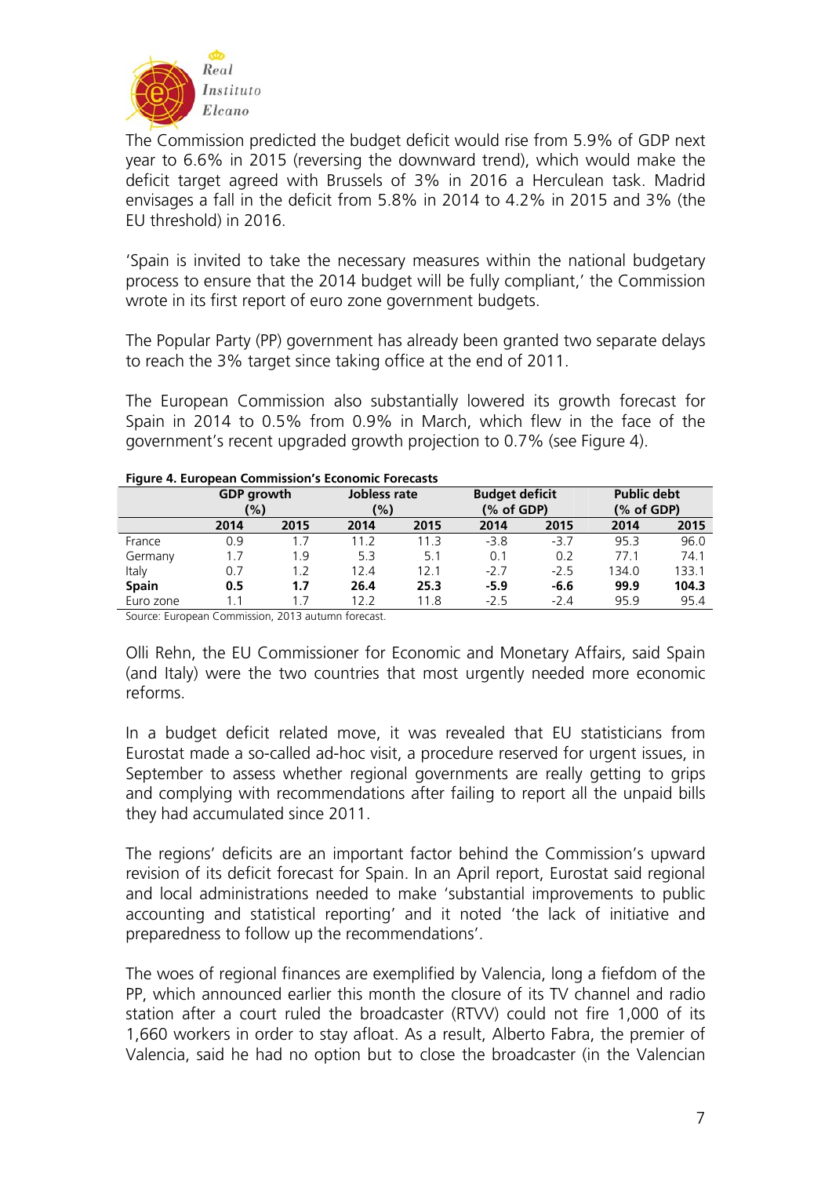The Commission predicted the budget deficit would rise from 5.9% of GDP next year to 6.6% in 2015 (reversing the downward trend), which would make the deficit target agreed with Brussels of 3% in 2016 a Herculean task. Madrid envisages a fall in the deficit from 5.8% in 2014 to 4.2% in 2015 and 3% (the EU threshold) in 2016.

'Spain is invited to take the necessary measures within the national budgetary process to ensure that the 2014 budget will be fully compliant,' the Commission wrote in its first report of euro zone government budgets.

The Popular Party (PP) government has already been granted two separate delays to reach the 3% target since taking office at the end of 2011.

The European Commission also substantially lowered its growth forecast for Spain in 2014 to 0.5% from 0.9% in March, which flew in the face of the government's recent upgraded growth projection to 0.7% (see Figure 4).

**Figure 4. European Commission's Economic Forecasts**

| | GDP growth (%) | | Jobless rate (%) | | Budget deficit (% of GDP) | | Public debt (% of GDP) | |
|---|---|---|---|---|---|---|---|---|
| | **2014** | **2015** | **2014** | **2015** | **2014** | **2015** | **2014** | **2015** |
| France | 0.9 | 1.7 | 11.2 | 11.3 | -3.8 | -3.7 | 95.3 | 96.0 |
| Germany | 1.7 | 1.9 | 5.3 | 5.1 | 0.1 | 0.2 | 77.1 | 74.1 |
| Italy | 0.7 | 1.2 | 12.4 | 12.1 | -2.7 | -2.5 | 134.0 | 133.1 |
| **Spain** | **0.5** | **1.7** | **26.4** | **25.3** | **-5.9** | **-6.6** | **99.9** | **104.3** |
| Euro zone | 1.1 | 1.7 | 12.2 | 11.8 | -2.5 | -2.4 | 95.9 | 95.4 |

Source: European Commission, 2013 autumn forecast.

Olli Rehn, the EU Commissioner for Economic and Monetary Affairs, said Spain (and Italy) were the two countries that most urgently needed more economic reforms.

In a budget deficit related move, it was revealed that EU statisticians from Eurostat made a so-called ad-hoc visit, a procedure reserved for urgent issues, in September to assess whether regional governments are really getting to grips and complying with recommendations after failing to report all the unpaid bills they had accumulated since 2011.

The regions' deficits are an important factor behind the Commission's upward revision of its deficit forecast for Spain. In an April report, Eurostat said regional and local administrations needed to make 'substantial improvements to public accounting and statistical reporting' and it noted 'the lack of initiative and preparedness to follow up the recommendations'.

The woes of regional finances are exemplified by Valencia, long a fiefdom of the PP, which announced earlier this month the closure of its TV channel and radio station after a court ruled the broadcaster (RTVV) could not fire 1,000 of its 1,660 workers in order to stay afloat. As a result, Alberto Fabra, the premier of Valencia, said he had no option but to close the broadcaster (in the Valencian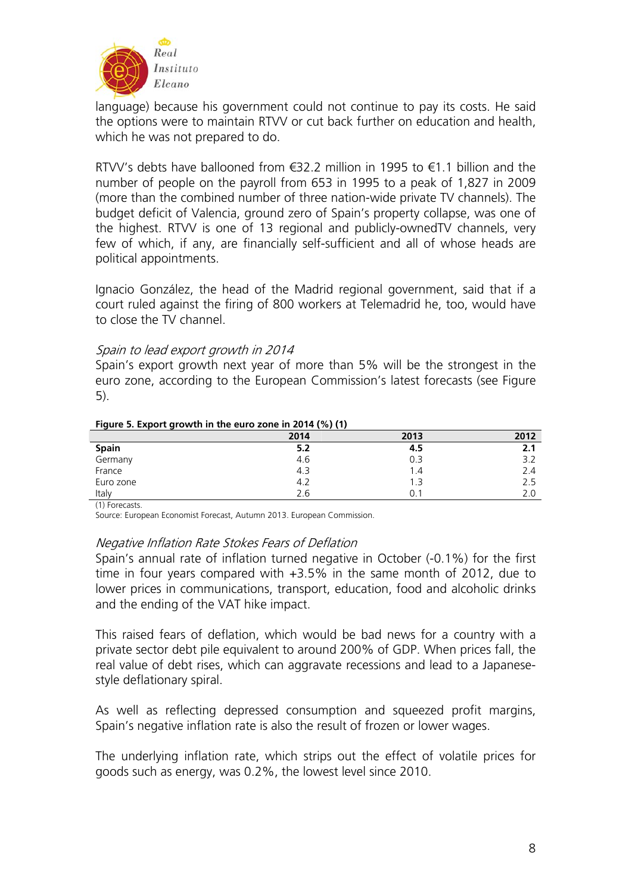language) because his government could not continue to pay its costs. He said the options were to maintain RTVV or cut back further on education and health, which he was not prepared to do.

RTVV's debts have ballooned from €32.2 million in 1995 to €1.1 billion and the number of people on the payroll from 653 in 1995 to a peak of 1,827 in 2009 (more than the combined number of three nation-wide private TV channels). The budget deficit of Valencia, ground zero of Spain's property collapse, was one of the highest. RTVV is one of 13 regional and publicly-ownedTV channels, very few of which, if any, are financially self-sufficient and all of whose heads are political appointments.

Ignacio González, the head of the Madrid regional government, said that if a court ruled against the firing of 800 workers at Telemadrid he, too, would have to close the TV channel.

*Spain to lead export growth in 2014*

Spain's export growth next year of more than 5% will be the strongest in the euro zone, according to the European Commission's latest forecasts (see Figure 5).

**Figure 5. Export growth in the euro zone in 2014 (%) (1)**

| | 2014 | 2013 | 2012 |
|---|---|---|---|
| **Spain** | **5.2** | **4.5** | **2.1** |
| Germany | 4.6 | 0.3 | 3.2 |
| France | 4.3 | 1.4 | 2.4 |
| Euro zone | 4.2 | 1.3 | 2.5 |
| Italy | 2.6 | 0.1 | 2.0 |

(1) Forecasts.
Source: European Economist Forecast, Autumn 2013. European Commission.

*Negative Inflation Rate Stokes Fears of Deflation*

Spain's annual rate of inflation turned negative in October (-0.1%) for the first time in four years compared with +3.5% in the same month of 2012, due to lower prices in communications, transport, education, food and alcoholic drinks and the ending of the VAT hike impact.

This raised fears of deflation, which would be bad news for a country with a private sector debt pile equivalent to around 200% of GDP. When prices fall, the real value of debt rises, which can aggravate recessions and lead to a Japanese-style deflationary spiral.

As well as reflecting depressed consumption and squeezed profit margins, Spain's negative inflation rate is also the result of frozen or lower wages.

The underlying inflation rate, which strips out the effect of volatile prices for goods such as energy, was 0.2%, the lowest level since 2010.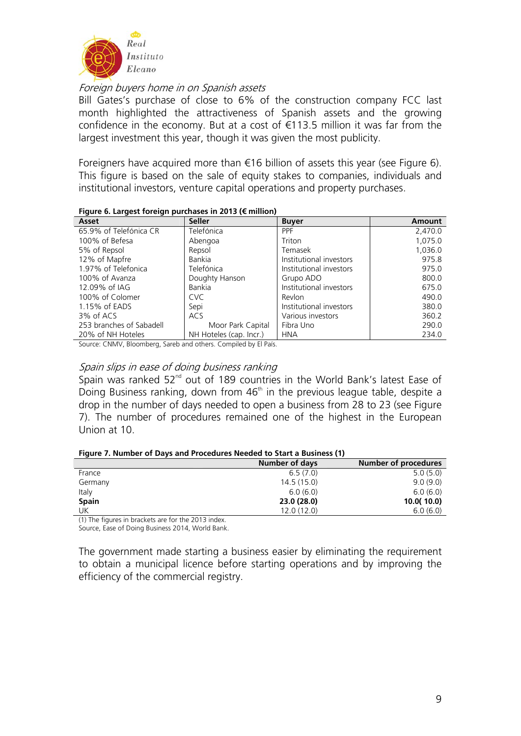*Foreign buyers home in on Spanish assets*

Bill Gates's purchase of close to 6% of the construction company FCC last month highlighted the attractiveness of Spanish assets and the growing confidence in the economy. But at a cost of €113.5 million it was far from the largest investment this year, though it was given the most publicity.

Foreigners have acquired more than €16 billion of assets this year (see Figure 6). This figure is based on the sale of equity stakes to companies, individuals and institutional investors, venture capital operations and property purchases.

**Figure 6. Largest foreign purchases in 2013 (€ million)**

| Asset | Seller | Buyer | Amount |
|---|---|---|---|
| 65.9% of Telefónica CR | Telefónica | PPF | 2,470.0 |
| 100% of Befesa | Abengoa | Triton | 1,075.0 |
| 5% of Repsol | Repsol | Temasek | 1,036.0 |
| 12% of Mapfre | Bankia | Institutional investors | 975.8 |
| 1.97% of Telefonica | Telefónica | Institutional investors | 975.0 |
| 100% of Avanza | Doughty Hanson | Grupo ADO | 800.0 |
| 12.09% of IAG | Bankia | Institutional investors | 675.0 |
| 100% of Colomer | CVC | Revlon | 490.0 |
| 1.15% of EADS | Sepi | Institutional investors | 380.0 |
| 3% of ACS | ACS | Various investors | 360.2 |
| 253 branches of Sabadell | Moor Park Capital | Fibra Uno | 290.0 |
| 20% of NH Hoteles | NH Hoteles (cap. Incr.) | HNA | 234.0 |

Source: CNMV, Bloomberg, Sareb and others. Compiled by El País.

*Spain slips in ease of doing business ranking*

Spain was ranked 52nd out of 189 countries in the World Bank's latest Ease of Doing Business ranking, down from 46th in the previous league table, despite a drop in the number of days needed to open a business from 28 to 23 (see Figure 7). The number of procedures remained one of the highest in the European Union at 10.

**Figure 7. Number of Days and Procedures Needed to Start a Business (1)**

| | Number of days | Number of procedures |
|---|---|---|
| France | 6.5 (7.0) | 5.0 (5.0) |
| Germany | 14.5 (15.0) | 9.0 (9.0) |
| Italy | 6.0 (6.0) | 6.0 (6.0) |
| **Spain** | **23.0 (28.0)** | **10.0( 10.0)** |
| UK | 12.0 (12.0) | 6.0 (6.0) |

(1) The figures in brackets are for the 2013 index.
Source, Ease of Doing Business 2014, World Bank.

The government made starting a business easier by eliminating the requirement to obtain a municipal licence before starting operations and by improving the efficiency of the commercial registry.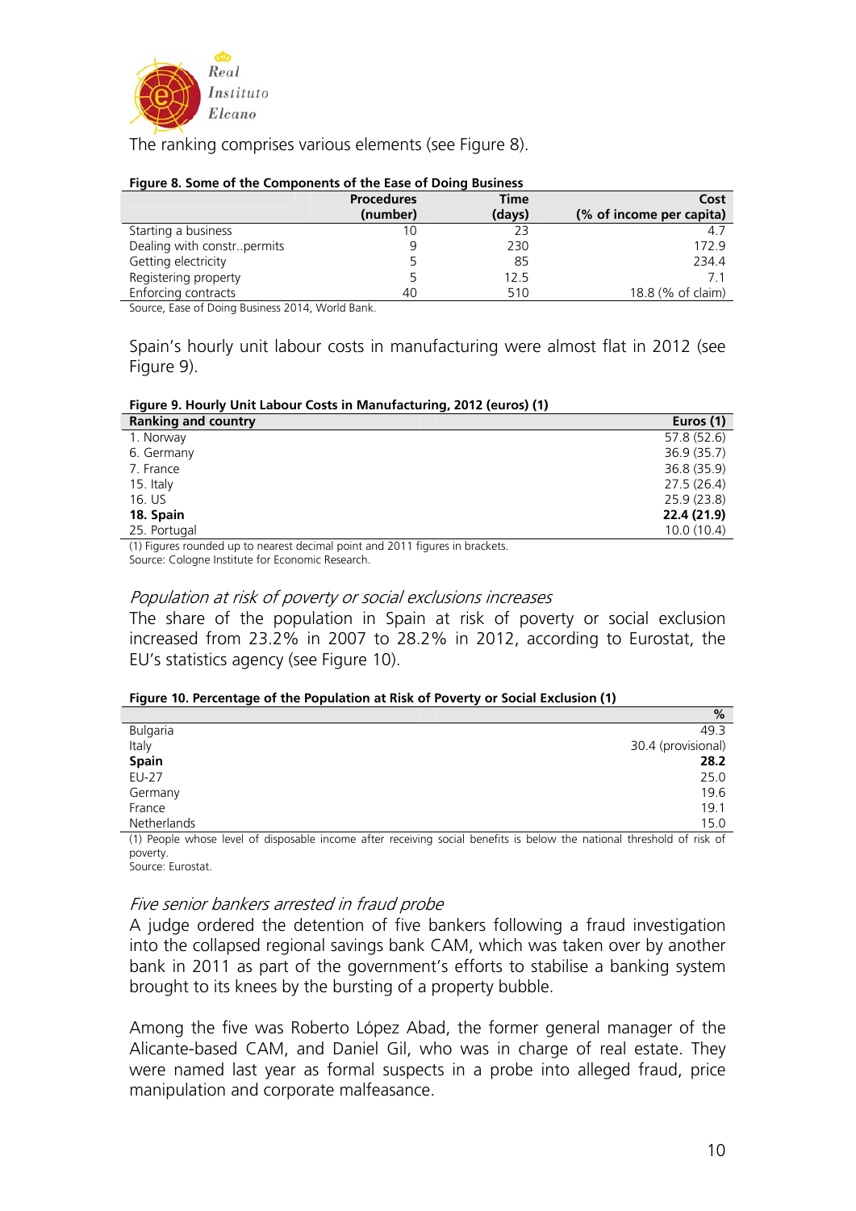The ranking comprises various elements (see Figure 8).

**Figure 8. Some of the Components of the Ease of Doing Business**

| | Procedures (number) | Time (days) | Cost (% of income per capita) |
|---|---|---|---|
| Starting a business | 10 | 23 | 4.7 |
| Dealing with constr..permits | 9 | 230 | 172.9 |
| Getting electricity | 5 | 85 | 234.4 |
| Registering property | 5 | 12.5 | 7.1 |
| Enforcing contracts | 40 | 510 | 18.8 (% of claim) |

Source, Ease of Doing Business 2014, World Bank.

Spain's hourly unit labour costs in manufacturing were almost flat in 2012 (see Figure 9).

**Figure 9. Hourly Unit Labour Costs in Manufacturing, 2012 (euros) (1)**

| Ranking and country | Euros (1) |
|---|---|
| 1. Norway | 57.8 (52.6) |
| 6. Germany | 36.9 (35.7) |
| 7. France | 36.8 (35.9) |
| 15. Italy | 27.5 (26.4) |
| 16. US | 25.9 (23.8) |
| **18. Spain** | **22.4 (21.9)** |
| 25. Portugal | 10.0 (10.4) |

(1) Figures rounded up to nearest decimal point and 2011 figures in brackets.
Source: Cologne Institute for Economic Research.

*Population at risk of poverty or social exclusions increases*

The share of the population in Spain at risk of poverty or social exclusion increased from 23.2% in 2007 to 28.2% in 2012, according to Eurostat, the EU's statistics agency (see Figure 10).

**Figure 10. Percentage of the Population at Risk of Poverty or Social Exclusion (1)**

| | % |
|---|---|
| Bulgaria | 49.3 |
| Italy | 30.4 (provisional) |
| **Spain** | **28.2** |
| EU-27 | 25.0 |
| Germany | 19.6 |
| France | 19.1 |
| Netherlands | 15.0 |

(1) People whose level of disposable income after receiving social benefits is below the national threshold of risk of poverty.
Source: Eurostat.

*Five senior bankers arrested in fraud probe*

A judge ordered the detention of five bankers following a fraud investigation into the collapsed regional savings bank CAM, which was taken over by another bank in 2011 as part of the government's efforts to stabilise a banking system brought to its knees by the bursting of a property bubble.

Among the five was Roberto López Abad, the former general manager of the Alicante-based CAM, and Daniel Gil, who was in charge of real estate. They were named last year as formal suspects in a probe into alleged fraud, price manipulation and corporate malfeasance.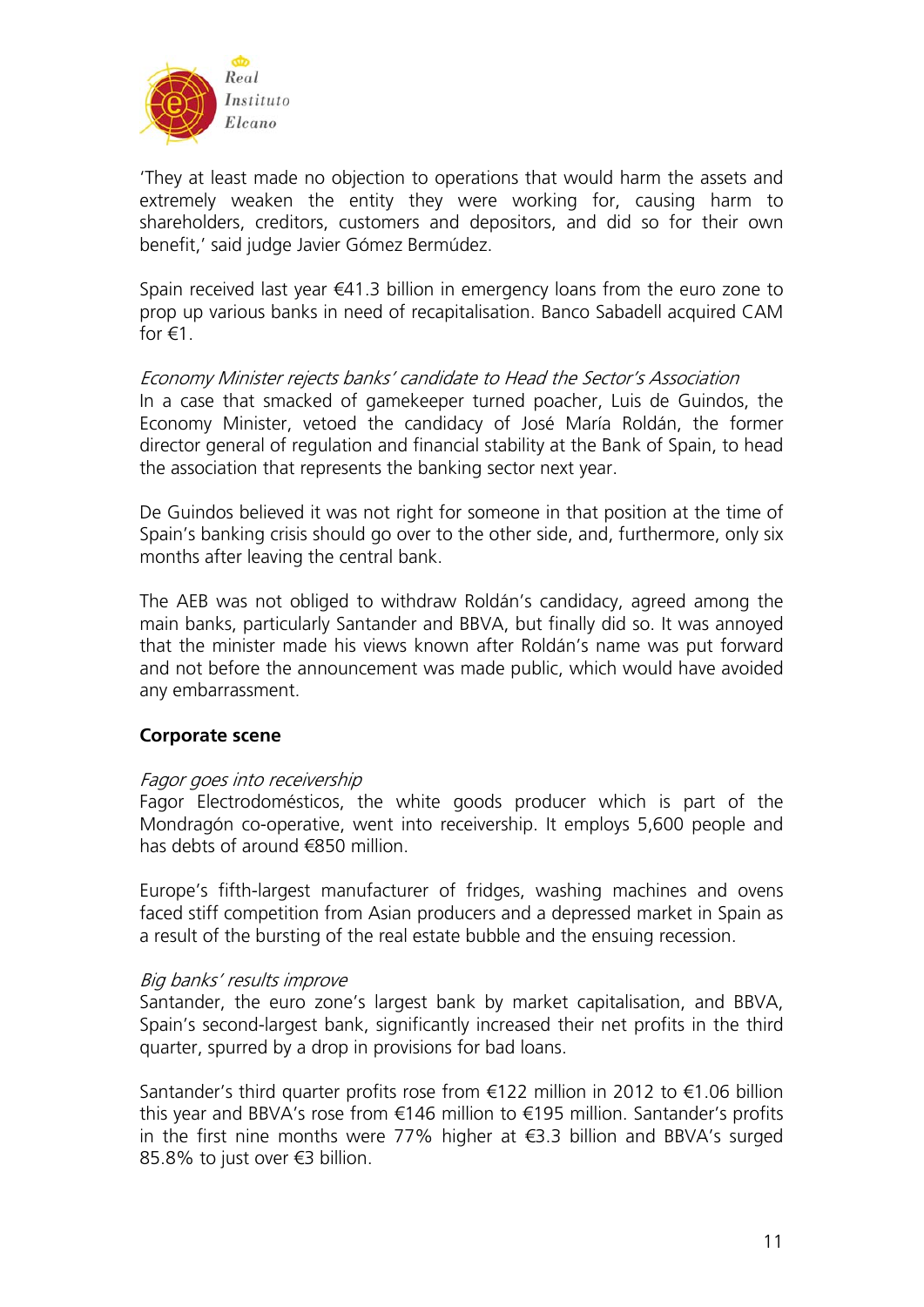'They at least made no objection to operations that would harm the assets and extremely weaken the entity they were working for, causing harm to shareholders, creditors, customers and depositors, and did so for their own benefit,' said judge Javier Gómez Bermúdez.

Spain received last year €41.3 billion in emergency loans from the euro zone to prop up various banks in need of recapitalisation. Banco Sabadell acquired CAM for €1.

*Economy Minister rejects banks' candidate to Head the Sector's Association*
In a case that smacked of gamekeeper turned poacher, Luis de Guindos, the Economy Minister, vetoed the candidacy of José María Roldán, the former director general of regulation and financial stability at the Bank of Spain, to head the association that represents the banking sector next year.

De Guindos believed it was not right for someone in that position at the time of Spain's banking crisis should go over to the other side, and, furthermore, only six months after leaving the central bank.

The AEB was not obliged to withdraw Roldán's candidacy, agreed among the main banks, particularly Santander and BBVA, but finally did so. It was annoyed that the minister made his views known after Roldán's name was put forward and not before the announcement was made public, which would have avoided any embarrassment.

**Corporate scene**

*Fagor goes into receivership*
Fagor Electrodomésticos, the white goods producer which is part of the Mondragón co-operative, went into receivership. It employs 5,600 people and has debts of around €850 million.

Europe's fifth-largest manufacturer of fridges, washing machines and ovens faced stiff competition from Asian producers and a depressed market in Spain as a result of the bursting of the real estate bubble and the ensuing recession.

*Big banks' results improve*
Santander, the euro zone's largest bank by market capitalisation, and BBVA, Spain's second-largest bank, significantly increased their net profits in the third quarter, spurred by a drop in provisions for bad loans.

Santander's third quarter profits rose from €122 million in 2012 to €1.06 billion this year and BBVA's rose from €146 million to €195 million. Santander's profits in the first nine months were 77% higher at €3.3 billion and BBVA's surged 85.8% to just over €3 billion.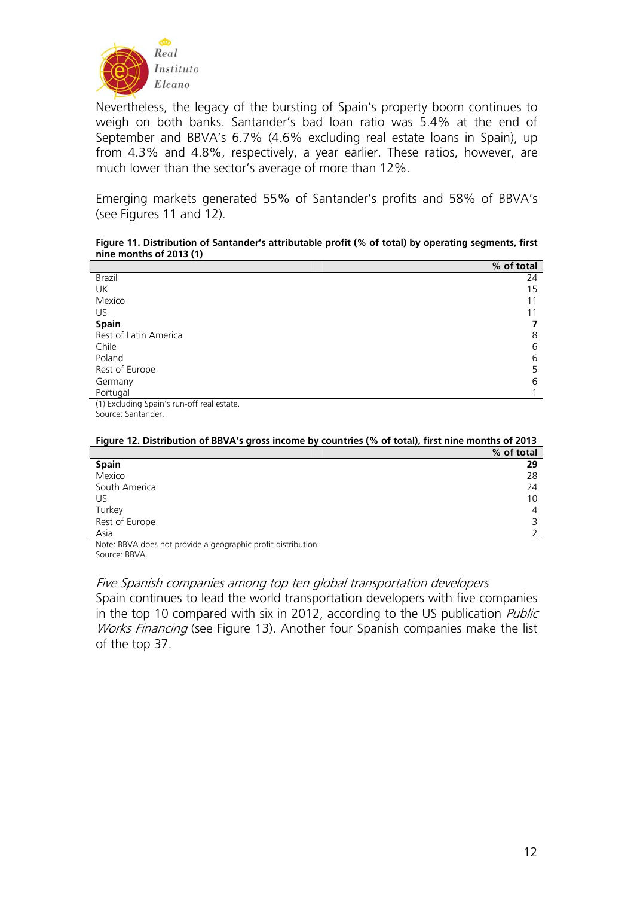Nevertheless, the legacy of the bursting of Spain's property boom continues to weigh on both banks. Santander's bad loan ratio was 5.4% at the end of September and BBVA's 6.7% (4.6% excluding real estate loans in Spain), up from 4.3% and 4.8%, respectively, a year earlier. These ratios, however, are much lower than the sector's average of more than 12%.

Emerging markets generated 55% of Santander's profits and 58% of BBVA's (see Figures 11 and 12).

**Figure 11. Distribution of Santander's attributable profit (% of total) by operating segments, first nine months of 2013 (1)**

| | % of total |
|---|---|
| Brazil | 24 |
| UK | 15 |
| Mexico | 11 |
| US | 11 |
| **Spain** | **7** |
| Rest of Latin America | 8 |
| Chile | 6 |
| Poland | 6 |
| Rest of Europe | 5 |
| Germany | 6 |
| Portugal | 1 |

(1) Excluding Spain's run-off real estate.
Source: Santander.

**Figure 12. Distribution of BBVA's gross income by countries (% of total), first nine months of 2013**

| | % of total |
|---|---|
| **Spain** | **29** |
| Mexico | 28 |
| South America | 24 |
| US | 10 |
| Turkey | 4 |
| Rest of Europe | 3 |
| Asia | 2 |

Note: BBVA does not provide a geographic profit distribution.
Source: BBVA.

*Five Spanish companies among top ten global transportation developers*

Spain continues to lead the world transportation developers with five companies in the top 10 compared with six in 2012, according to the US publication *Public Works Financing* (see Figure 13). Another four Spanish companies make the list of the top 37.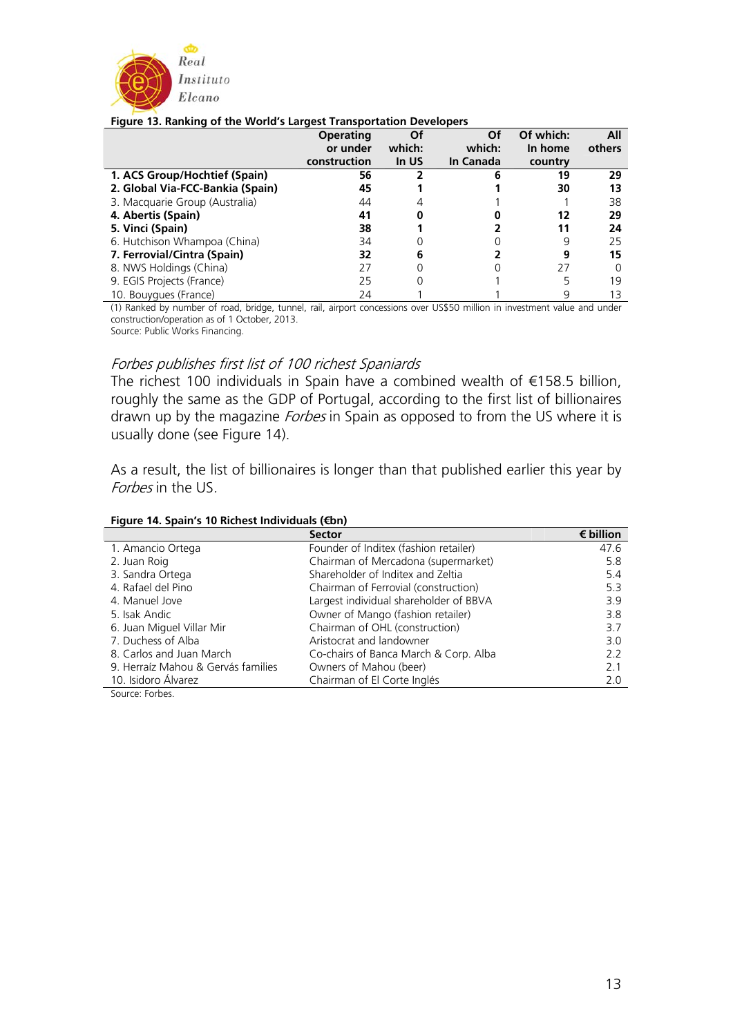**Figure 13. Ranking of the World's Largest Transportation Developers**

| | Operating or under construction | Of which: In US | Of which: In Canada | Of which: In home country | All others |
|---|---|---|---|---|---|
| **1. ACS Group/Hochtief (Spain)** | **56** | **2** | **6** | **19** | **29** |
| **2. Global Via-FCC-Bankia (Spain)** | **45** | **1** | **1** | **30** | **13** |
| 3. Macquarie Group (Australia) | 44 | 4 | 1 | 1 | 38 |
| **4. Abertis (Spain)** | **41** | **0** | **0** | **12** | **29** |
| **5. Vinci (Spain)** | **38** | **1** | **2** | **11** | **24** |
| 6. Hutchison Whampoa (China) | 34 | 0 | 0 | 9 | 25 |
| **7. Ferrovial/Cintra (Spain)** | **32** | **6** | **2** | **9** | **15** |
| 8. NWS Holdings (China) | 27 | 0 | 0 | 27 | 0 |
| 9. EGIS Projects (France) | 25 | 0 | 1 | 5 | 19 |
| 10. Bouygues (France) | 24 | 1 | 1 | 9 | 13 |

(1) Ranked by number of road, bridge, tunnel, rail, airport concessions over US$50 million in investment value and under construction/operation as of 1 October, 2013.
Source: Public Works Financing.

### *Forbes publishes first list of 100 richest Spaniards*

The richest 100 individuals in Spain have a combined wealth of €158.5 billion, roughly the same as the GDP of Portugal, according to the first list of billionaires drawn up by the magazine *Forbes* in Spain as opposed to from the US where it is usually done (see Figure 14).

As a result, the list of billionaires is longer than that published earlier this year by *Forbes* in the US.

**Figure 14. Spain's 10 Richest Individuals (€bn)**

| | Sector | € billion |
|---|---|---|
| 1. Amancio Ortega | Founder of Inditex (fashion retailer) | 47.6 |
| 2. Juan Roig | Chairman of Mercadona (supermarket) | 5.8 |
| 3. Sandra Ortega | Shareholder of Inditex and Zeltia | 5.4 |
| 4. Rafael del Pino | Chairman of Ferrovial (construction) | 5.3 |
| 4. Manuel Jove | Largest individual shareholder of BBVA | 3.9 |
| 5. Isak Andic | Owner of Mango (fashion retailer) | 3.8 |
| 6. Juan Miguel Villar Mir | Chairman of OHL (construction) | 3.7 |
| 7. Duchess of Alba | Aristocrat and landowner | 3.0 |
| 8. Carlos and Juan March | Co-chairs of Banca March & Corp. Alba | 2.2 |
| 9. Herraíz Mahou & Gervás families | Owners of Mahou (beer) | 2.1 |
| 10. Isidoro Álvarez | Chairman of El Corte Inglés | 2.0 |

Source: Forbes.